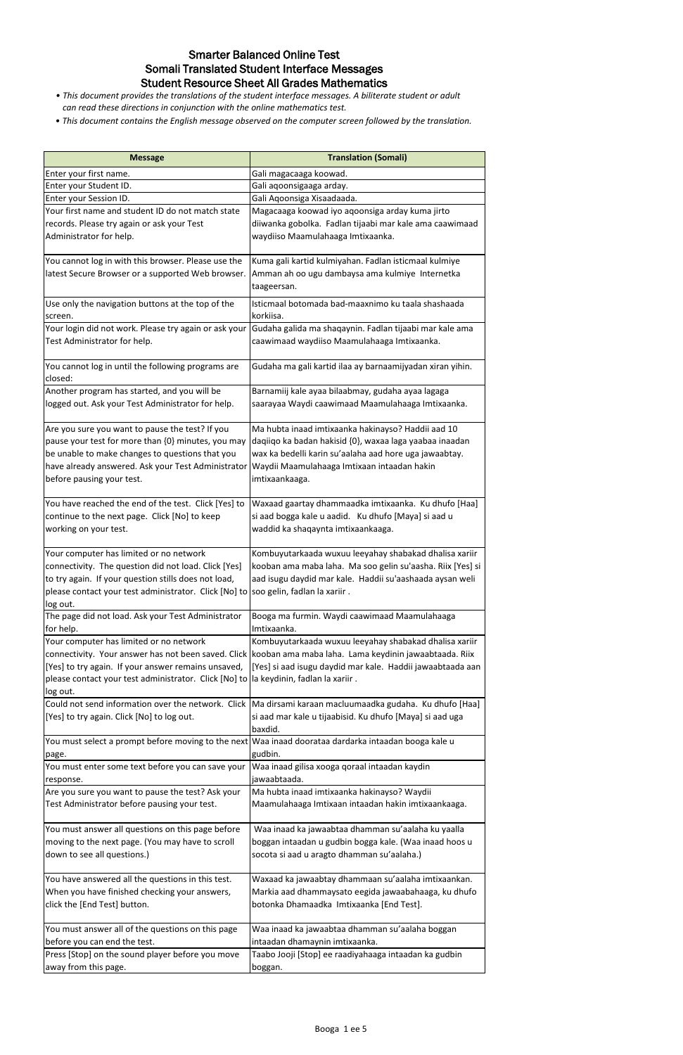# Smarter Balanced Online Test
## Somali Translated Student Interface Messages
## Student Resource Sheet All Grades Mathematics

- *This document provides the translations of the student interface messages. A biliterate student or adult can read these directions in conjunction with the online mathematics test.*
- *This document contains the English message observed on the computer screen followed by the translation.*

| Message | Translation (Somali) |
|---|---|
| Enter your first name. | Gali magacaaga koowad. |
| Enter your Student ID. | Gali aqoonsigaaga arday. |
| Enter your Session ID. | Gali Aqoonsiga Xisaadaada. |
| Your first name and student ID do not match state records. Please try again or ask your Test Administrator for help. | Magacaaga koowad iyo aqoonsiga arday kuma jirto diiwanka gobolka. Fadlan tijaabi mar kale ama caawimaad waydiiso Maamulahaaga Imtixaanka. |
| You cannot log in with this browser. Please use the latest Secure Browser or a supported Web browser. | Kuma gali kartid kulmiyahan. Fadlan isticmaal kulmiye Amman ah oo ugu dambaysa ama kulmiye Internetka taageersan. |
| Use only the navigation buttons at the top of the screen. | Isticmaal botomada bad-maaxnimo ku taala shashaada korkiisa. |
| Your login did not work. Please try again or ask your Test Administrator for help. | Gudaha galida ma shaqaynin. Fadlan tijaabi mar kale ama caawimaad waydiiso Maamulahaaga Imtixaanka. |
| You cannot log in until the following programs are closed: | Gudaha ma gali kartid ilaa ay barnaamijyadan xiran yihin. |
| Another program has started, and you will be logged out. Ask your Test Administrator for help. | Barnamiij kale ayaa bilaabmay, gudaha ayaa lagaga saarayaa Waydi caawimaad Maamulahaaga Imtixaanka. |
| Are you sure you want to pause the test? If you pause your test for more than {0} minutes, you may be unable to make changes to questions that you have already answered. Ask your Test Administrator before pausing your test. | Ma hubta inaad imtixaanka hakinayso? Haddii aad 10 daqiiqo ka badan hakisid {0}, waxaa laga yaabaa inaadan wax ka bedelli karin su'aalaha aad hore uga jawaabtay. Waydii Maamulahaaga Imtixaan intaadan hakin imtixaankaaga. |
| You have reached the end of the test. Click [Yes] to continue to the next page. Click [No] to keep working on your test. | Waxaad gaartay dhammaadka imtixaanka. Ku dhufo [Haa] si aad bogga kale u aadid. Ku dhufo [Maya] si aad u waddid ka shaqaynta imtixaankaaga. |
| Your computer has limited or no network connectivity. The question did not load. Click [Yes] to try again. If your question stills does not load, please contact your test administrator. Click [No] to log out. | Kombuyutarkaada wuxuu leeyahay shabakad dhalisa xariir kooban ama maba laha. Ma soo gelin su'aasha. Riix [Yes] si aad isugu daydid mar kale. Haddii su'aashaada aysan weli soo gelin, fadlan la xariir . |
| The page did not load. Ask your Test Administrator for help. | Booga ma furmin. Waydi caawimaad Maamulahaaga Imtixaanka. |
| Your computer has limited or no network connectivity. Your answer has not been saved. Click [Yes] to try again. If your answer remains unsaved, please contact your test administrator. Click [No] to log out. | Kombuyutarkaada wuxuu leeyahay shabakad dhalisa xariir kooban ama maba laha. Lama keydinin jawaabtaada. Riix [Yes] si aad isugu daydid mar kale. Haddii jawaabtaada aan la keydinin, fadlan la xariir . |
| Could not send information over the network. Click [Yes] to try again. Click [No] to log out. | Ma dirsami karaan macluumaadka gudaha. Ku dhufo [Haa] si aad mar kale u tijaabisid. Ku dhufo [Maya] si aad uga baxdid. |
| You must select a prompt before moving to the next page. | Waa inaad doorataa dardarka intaadan booga kale u gudbin. |
| You must enter some text before you can save your response. | Waa inaad gilisa xooga qoraal intaadan kaydin jawaabtaada. |
| Are you sure you want to pause the test? Ask your Test Administrator before pausing your test. | Ma hubta inaad imtixaanka hakinayso? Waydii Maamulahaaga Imtixaan intaadan hakin imtixaankaaga. |
| You must answer all questions on this page before moving to the next page. (You may have to scroll down to see all questions.) | Waa inaad ka jawaabtaa dhamman su'aalaha ku yaalla boggan intaadan u gudbin bogga kale. (Waa inaad hoos u socota si aad u aragto dhamman su'aalaha.) |
| You have answered all the questions in this test. When you have finished checking your answers, click the [End Test] button. | Waxaad ka jawaabtay dhammaan su'aalaha imtixaankan. Markia aad dhammaysato eegida jawaabahaaga, ku dhufo botonka Dhamaadka Imtixaanka [End Test]. |
| You must answer all of the questions on this page before you can end the test. | Waa inaad ka jawaabtaa dhamman su'aalaha boggan intaadan dhamaynin imtixaanka. |
| Press [Stop] on the sound player before you move away from this page. | Taabo Jooji [Stop] ee raadiyahaaga intaadan ka gudbin boggan. |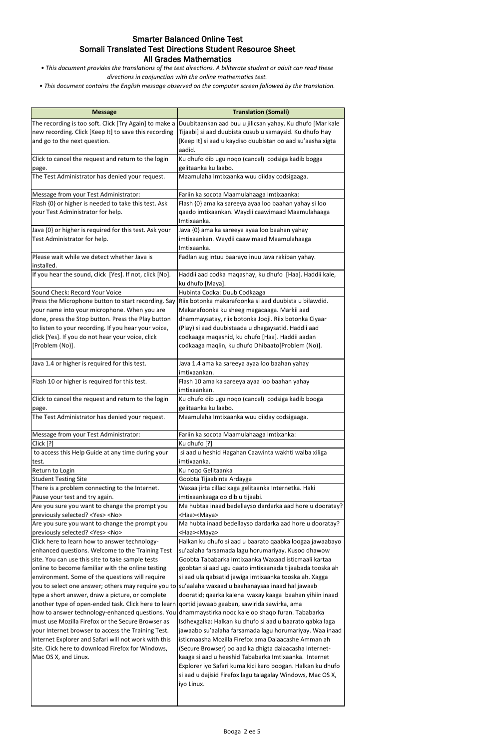# Smarter Balanced Online Test
## Somali Translated Test Directions Student Resource Sheet
### All Grades Mathematics

*• This document provides the translations of the test directions. A biliterate student or adult can read these directions in conjunction with the online mathematics test.*

*• This document contains the English message observed on the computer screen followed by the translation.*

| Message | Translation (Somali) |
|---|---|
| The recording is too soft. Click [Try Again] to make a new recording. Click [Keep It] to save this recording and go to the next question. | Duubitaankan aad buu u jilicsan yahay. Ku dhufo [Mar kale Tijaabi] si aad duubista cusub u samaysid. Ku dhufo Hay [Keep It] si aad u kaydiso duubistan oo aad su'aasha xigta aadid. |
| Click to cancel the request and return to the login page. | Ku dhufo dib ugu noqo (cancel) codsiga kadib bogga gelitaanka ku laabo. |
| The Test Administrator has denied your request. | Maamulaha Imtixaanka wuu diiday codsigaaga. |
| Message from your Test Administrator: | Fariin ka socota Maamulahaaga Imtixaanka: |
| Flash {0} or higher is needed to take this test. Ask your Test Administrator for help. | Flash {0} ama ka sareeya ayaa loo baahan yahay si loo qaado imtixaankan. Waydii caawimaad Maamulahaaga Imtixaanka. |
| Java {0} or higher is required for this test. Ask your Test Administrator for help. | Java {0} ama ka sareeya ayaa loo baahan yahay imtixaankan. Waydii caawimaad Maamulahaaga Imtixaanka. |
| Please wait while we detect whether Java is installed. | Fadlan sug intuu baarayo inuu Java rakiban yahay. |
| If you hear the sound, click [Yes]. If not, click [No]. | Haddii aad codka maqashay, ku dhufo [Haa]. Haddii kale, ku dhufo [Maya]. |
| Sound Check: Record Your Voice | Hubinta Codka: Duub Codkaaga |
| Press the Microphone button to start recording. Say your name into your microphone. When you are done, press the Stop button. Press the Play button to listen to your recording. If you hear your voice, click [Yes]. If you do not hear your voice, click [Problem (No)]. | Riix botonka makarafoonka si aad duubista u bilawdid. Makarafoonka ku sheeg magacaaga. Markii aad dhammaysatay, riix botonka Jooji. Riix botonka Ciyaar (Play) si aad duubistaada u dhagaysatid. Haddii aad codkaaga maqashid, ku dhufo [Haa]. Haddii aadan codkaaga maqlin, ku dhufo Dhibaato[Problem (No)]. |
| Java 1.4 or higher is required for this test. | Java 1.4 ama ka sareeya ayaa loo baahan yahay imtixaankan. |
| Flash 10 or higher is required for this test. | Flash 10 ama ka sareeya ayaa loo baahan yahay imtixaankan. |
| Click to cancel the request and return to the login page. | Ku dhufo dib ugu noqo (cancel) codsiga kadib booga gelitaanka ku laabo. |
| The Test Administrator has denied your request. | Maamulaha Imtixaanka wuu diiday codsigaaga. |
| Message from your Test Administrator: | Fariin ka socota Maamulahaaga Imtixanka: |
| Click [?] | Ku dhufo [?] |
| to access this Help Guide at any time during your test. | si aad u heshid Hagahan Caawinta wakhti walba xiliga imtixaanka. |
| Return to Login | Ku noqo Gelitaanka |
| Student Testing Site | Goobta Tijaabinta Ardayga |
| There is a problem connecting to the Internet. Pause your test and try again. | Waxaa jirta cillad xaga gelitaanka Internetka. Haki imtixaankaaga oo dib u tijaabi. |
| Are you sure you want to change the prompt you previously selected? <Yes> <No> | Ma hubtaa inaad bedellayso dardarka aad hore u doortay? <Haa><Maya> |
| Are you sure you want to change the prompt you previously selected? <Yes> <No> | Ma hubta inaad bedellayso dardarka aad hore u doortay? <Haa><Maya> |
| Click here to learn how to answer technology-enhanced questions. Welcome to the Training Test site. You can use this site to take sample tests online to become familiar with the online testing environment. Some of the questions will require you to select one answer; others may require you to type a short answer, draw a picture, or complete another type of open-ended task. Click here to learn how to answer technology-enhanced questions. You must use Mozilla Firefox or the Secure Browser as your Internet browser to access the Training Test. Internet Explorer and Safari will not work with this site. Click here to download Firefox for Windows, Mac OS X, and Linux. | Halkan ku dhufo si aad u baarato qaabka loogaa jawaabayo su'aalaha farsamada lagu horumariyay. Kusoo dhawow Goobta Tababarka Imtixaanka Waxaad isticmaali kartaa goobtan si aad ugu qaato imtixaanada tijaabada tooska ah si aad ula qabsatid jawiga imtixaanka tooska ah. Xagga su'aalaha waxaad u baahanaysaa inaad hal jawaab dooratid; qaarka kalena waxay kaaga baahan yihiin inaad qortid jawaab gaaban, sawirida sawirka, ama dhammaystirka nooc kale oo shaqo furan. Tababarka Isdhexgalka: Halkan ku dhufo si aad u baarato qabka laga jawaabo su'aalaha farsamada lagu horumariyay. Waa inaad isticmaasha Mozilla Firefox ama Dalaacashe Amman ah (Secure Browser) oo aad ka dhigta dalaacasha Internet-kaaga si aad u heeshid Tababarka Imtixaanka. Internet Explorer iyo Safari kuma kici karo boogan. Halkan ku dhufo si aad u dajisid Firefox lagu talagalay Windows, Mac OS X, iyo Linux. |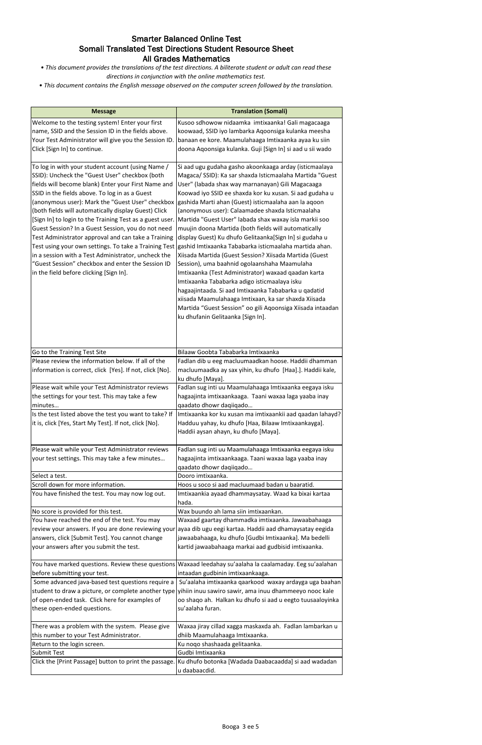# Smarter Balanced Online Test
## Somali Translated Test Directions Student Resource Sheet
## All Grades Mathematics

*• This document provides the translations of the test directions. A biliterate student or adult can read these directions in conjunction with the online mathematics test.*

*• This document contains the English message observed on the computer screen followed by the translation.*

| Message | Translation (Somali) |
|---|---|
| Welcome to the testing system! Enter your first name, SSID and the Session ID in the fields above. Your Test Administrator will give you the Session ID. Click [Sign In] to continue. | Kusoo sdhowow nidaamka imtixaanka! Gali magacaaga koowaad, SSID iyo lambarka Aqoonsiga kulanka meesha banaan ee kore. Maamulahaaga Imtixaanka ayaa ku siin doona Aqoonsiga kulanka. Guji [Sign In] si aad u sii wado |
| To log in with your student account (using Name / SSID): Uncheck the "Guest User" checkbox (both fields will become blank) Enter your First Name and SSID in the fields above. To log in as a Guest (anonymous user): Mark the "Guest User" checkbox (both fields will automatically display Guest) Click [Sign In] to login to the Training Test as a guest user. Guest Session? In a Guest Session, you do not need Test Administrator approval and can take a Training Test using your own settings. To take a Training Test in a session with a Test Administrator, uncheck the "Guest Session" checkbox and enter the Session ID in the field before clicking [Sign In]. | Si aad ugu gudaha gasho akoonkaaga arday (isticmaalaya Magaca/ SSID): Ka sar shaxda Isticmaalaha Martida "Guest User" (labada shax way marnanayan) Gili Magacaaga Koowad iyo SSID ee shaxda kor ku xusan. Si aad gudaha u gashida Marti ahan (Guest) isticmaalaha aan la aqoon (anonymous user): Calaamadee shaxda Isticmaalaha Martida "Guest User" labada shax waxay isla markii soo muujin doona Martida (both fields will automatically display Guest) Ku dhufo Gelitaanka[Sign In] si gudaha u gashid Imtixaanka Tababarka isticmaalaha martida ahan. Xiisada Martida (Guest Session? Xiisada Martida (Guest Session), uma baahnid ogolaanshaha Maamulaha Imtixaanka (Test Administrator) waxaad qaadan karta Imtixaanka Tababarka adigo isticmaalaya isku hagaajintaada. Si aad Imtixaanka Tababarka u qadatid xiisada Maamulahaaga Imtixaan, ka sar shaxda Xiisada Martida "Guest Session" oo gili Aqoonsiga Xiisada intaadan ku dhufanin Gelitaanka [Sign In]. |
| Go to the Training Test Site | Bilaaw Goobta Tababarka Imtixaanka |
| Please review the information below. If all of the information is correct, click [Yes]. If not, click [No]. | Fadlan dib u eeg macluumaadkan hoose. Haddii dhamman macluumaadka ay sax yihin, ku dhufo [Haa].]. Haddii kale, ku dhufo [Maya]. |
| Please wait while your Test Administrator reviews the settings for your test. This may take a few minutes… | Fadlan sug inti uu Maamulahaaga Imtixaanka eegaya isku hagaajinta imtixaankaaga. Taani waxaa laga yaaba inay qaadato dhowr daqiiqado… |
| Is the test listed above the test you want to take? If it is, click [Yes, Start My Test]. If not, click [No]. | Imtixaanka kor ku xusan ma imtixaankii aad qaadan lahayd? Hadduu yahay, ku dhufo [Haa, Bilaaw Imtixaankayga]. Haddii aysan ahayn, ku dhufo [Maya]. |
| Please wait while your Test Administrator reviews your test settings. This may take a few minutes… | Fadlan sug inti uu Maamulahaaga Imtixaanka eegaya isku hagaajinta imtixaankaaga. Taani waxaa laga yaaba inay qaadato dhowr daqiiqado… |
| Select a test. | Dooro imtixaanka. |
| Scroll down for more information. | Hoos u soco si aad macluumaad badan u baaratid. |
| You have finished the test. You may now log out. | Imtixaankia ayaad dhammaysatay. Waad ka bixai kartaa hada. |
| No score is provided for this test. | Wax buundo ah lama siin imtixaankan. |
| You have reached the end of the test. You may review your answers. If you are done reviewing your answers, click [Submit Test]. You cannot change your answers after you submit the test. | Waxaad gaartay dhammadka imtixaanka. Jawaabahaaga ayaa dib ugu eegi kartaa. Haddii aad dhamaysatay eegida jawaabahaaga, ku dhufo [Gudbi Imtixaanka]. Ma bedelli kartid jawaabahaaga markai aad gudbisid imtixaanka. |
| You have marked questions. Review these questions before submitting your test. | Waxaad leedahay su'aalaha la caalamaday. Eeg su'aalahan intaadan gudbinin imtixaankaaga. |
| Some advanced java-based test questions require a student to draw a picture, or complete another type of open-ended task. Click here for examples of these open-ended questions. | Su'aalaha imtixaanka qaarkood waxay ardayga uga baahan yihiin inuu sawiro sawir, ama inuu dhammeeyo nooc kale oo shaqo ah. Halkan ku dhufo si aad u eegto tuusaaloyinka su'aalaha furan. |
| There was a problem with the system. Please give this number to your Test Administrator. | Waxaa jiray cillad xagga maskaxda ah. Fadlan lambarkan u dhiib Maamulahaaga Imtixaanka. |
| Return to the login screen. | Ku noqo shashaada gelitaanka. |
| Submit Test | Gudbi Imtixaanka |
| Click the [Print Passage] button to print the passage. | Ku dhufo botonka [Wadada Daabacaadda] si aad wadadan u daabaacdid. |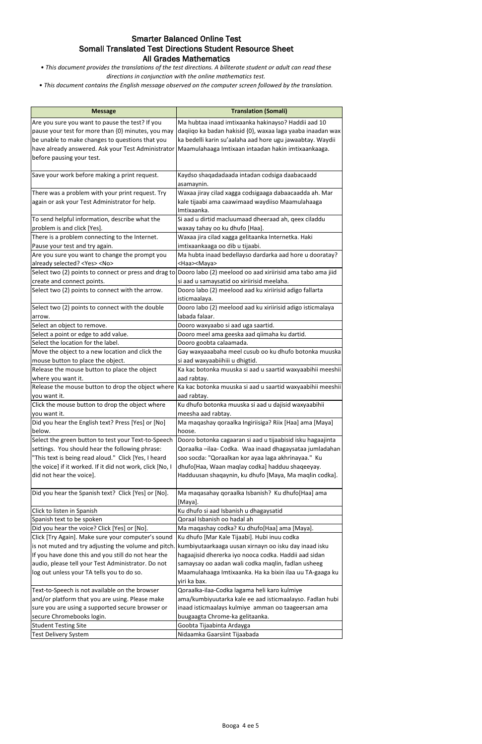# Smarter Balanced Online Test
## Somali Translated Test Directions Student Resource Sheet
## All Grades Mathematics

- *This document provides the translations of the test directions. A biliterate student or adult can read these directions in conjunction with the online mathematics test.*
- *This document contains the English message observed on the computer screen followed by the translation.*

| Message | Translation (Somali) |
|---|---|
| Are you sure you want to pause the test? If you pause your test for more than {0} minutes, you may be unable to make changes to questions that you have already answered. Ask your Test Administrator before pausing your test. | Ma hubtaa inaad imtixaanka hakinayso? Haddii aad 10 daqiiqo ka badan hakisid {0}, waxaa laga yaaba inaadan wax ka bedelli karin su'aalaha aad hore ugu jawaabtay. Waydii Maamulahaaga Imtixaan intaadan hakin imtixaankaaga. |
| Save your work before making a print request. | Kaydso shaqadadaada intadan codsiga daabacaadd asamaynin. |
| There was a problem with your print request. Try again or ask your Test Administrator for help. | Waxaa jiray cilad xagga codsigaaga dabaacaadda ah. Mar kale tijaabi ama caawimaad waydiiso Maamulahaaga Imtixaanka. |
| To send helpful information, describe what the problem is and click [Yes]. | Si aad u dirtid macluumaad dheeraad ah, qeex ciladdu waxay tahay oo ku dhufo [Haa]. |
| There is a problem connecting to the Internet. Pause your test and try again. | Waxaa jira cilad xagga gelitaanka Internetka. Haki imtixaankaaga oo dib u tijaabi. |
| Are you sure you want to change the prompt you already selected? <Yes> <No> | Ma hubta inaad bedellayso dardarka aad hore u doorotay? <Haa><Maya> |
| Select two (2) points to connect or press and drag to create and connect points. | Dooro labo (2) meelood oo aad xiriirisid ama tabo ama jiid si aad u samaysatid oo xiriirisid meelaha. |
| Select two (2) points to connect with the arrow. | Dooro labo (2) meelood aad ku xiriirisid adigo fallarta isticmaalaya. |
| Select two (2) points to connect with the double arrow. | Dooro labo (2) meelood aad ku xiriirisid adigo isticmalaya labada falaar. |
| Select an object to remove. | Dooro waxyaabo si aad uga saartid. |
| Select a point or edge to add value. | Dooro meel ama geeska aad qiimaha ku dartid. |
| Select the location for the label. | Dooro goobta calaamada. |
| Move the object to a new location and click the mouse button to place the object. | Gay waxyaaabaha meel cusub oo ku dhufo botonka muuska si aad waxyaabiihiii u dhigtid. |
| Release the mouse button to place the object where you want it. | Ka kac botonka muuska si aad u saartid waxyaabihii meeshii aad rabtay. |
| Release the mouse button to drop the object where you want it. | Ka kac botonka muuska si aad u saartid waxyaabihii meeshii aad rabtay. |
| Click the mouse button to drop the object where you want it. | Ku dhufo botonka muuska si aad u dajisid waxyaabihii meesha aad rabtay. |
| Did you hear the English text? Press [Yes] or [No] below. | Ma maqashay qoraalka Ingiriisiga? Riix [Haa] ama [Maya] hoose. |
| Select the green button to test your Text-to-Speech settings. You should hear the following phrase: "This text is being read aloud." Click [Yes, I heard the voice] if it worked. If it did not work, click [No, I did not hear the voice]. | Dooro botonka cagaaran si aad u tijaabisid isku hagaajinta Qoraalka –ilaa- Codka. Waa inaad dhagaysataa jumladahan soo socda: "Qoraalkan kor ayaa laga akhrinayaa." Ku dhufo[Haa, Waan maqlay codka] hadduu shaqeeyay. Hadduusan shaqaynin, ku dhufo [Maya, Ma maqlin codka]. |
| Did you hear the Spanish text? Click [Yes] or [No]. | Ma maqasahay qoraalka Isbanish? Ku dhufo[Haa] ama [Maya]. |
| Click to listen in Spanish | Ku dhufo si aad Isbanish u dhagaysatid |
| Spanish text to be spoken | Qoraal Isbanish oo hadal ah |
| Did you hear the voice? Click [Yes] or [No]. | Ma maqashay codka? Ku dhufo[Haa] ama [Maya]. |
| Click [Try Again]. Make sure your computer's sound is not muted and try adjusting the volume and pitch. If you have done this and you still do not hear the audio, please tell your Test Administrator. Do not log out unless your TA tells you to do so. | Ku dhufo [Mar Kale Tijaabi]. Hubi inuu codka kumbiyutaarkaaga uusan xirnayn oo isku day inaad isku hagaajisid dhererka iyo nooca codka. Haddii aad sidan samaysay oo aadan wali codka maqlin, fadlan usheeg Maamulahaaga Imtixaanka. Ha ka bixin ilaa uu TA-gaaga ku yiri ka bax. |
| Text-to-Speech is not available on the browser and/or platform that you are using. Please make sure you are using a supported secure browser or secure Chromebooks login. | Qoraalka-ilaa-Codka lagama heli karo kulmiye ama/kumbiyuutarka kale ee aad isticmaalayso. Fadlan hubi inaad isticmaalays kulmiye amman oo taageersan ama buugaagta Chrome-ka gelitaanka. |
| Student Testing Site | Goobta Tijaabinta Ardayga |
| Test Delivery System | Nidaamka Gaarsiint Tijaabada |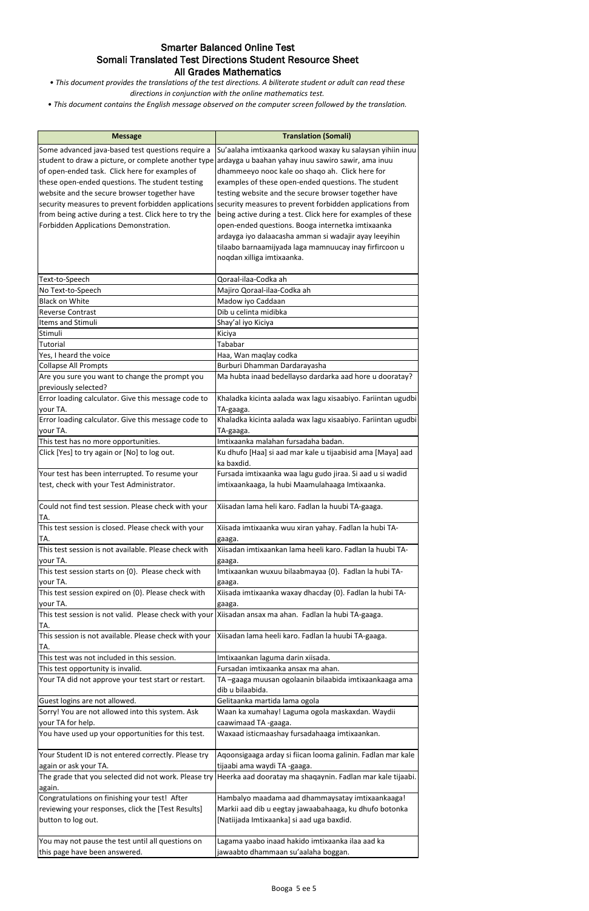# Smarter Balanced Online Test
## Somali Translated Test Directions Student Resource Sheet
## All Grades Mathematics

*• This document provides the translations of the test directions. A biliterate student or adult can read these directions in conjunction with the online mathematics test.*

*• This document contains the English message observed on the computer screen followed by the translation.*

| Message | Translation (Somali) |
|---|---|
| Some advanced java-based test questions require a student to draw a picture, or complete another type of open-ended task. Click here for examples of these open-ended questions. The student testing website and the secure browser together have security measures to prevent forbidden applications from being active during a test. Click here to try the Forbidden Applications Demonstration. | Su'aalaha imtixaanka qarkood waxay ku salaysan yihiin inuu ardayga u baahan yahay inuu sawiro sawir, ama inuu dhammeeyo nooc kale oo shaqo ah. Click here for examples of these open-ended questions. The student testing website and the secure browser together have security measures to prevent forbidden applications from being active during a test. Click here for examples of these open-ended questions. Booga internetka imtixaanka ardayga iyo dalaacasha amman si wadajir ayay leeyihin tilaabo barnaamijyada laga mamnuucay inay firfircoon u noqdan xilliga imtixaanka. |
| Text-to-Speech | Qoraal-ilaa-Codka ah |
| No Text-to-Speech | Majiro Qoraal-ilaa-Codka ah |
| Black on White | Madow iyo Caddaan |
| Reverse Contrast | Dib u celinta midibka |
| Items and Stimuli | Shay'al iyo Kiciya |
| Stimuli | Kiciya |
| Tutorial | Tababar |
| Yes, I heard the voice | Haa, Wan maqlay codka |
| Collapse All Prompts | Burburi Dhamman Dardarayasha |
| Are you sure you want to change the prompt you previously selected? | Ma hubta inaad bedellayso dardarka aad hore u doortay? |
| Error loading calculator. Give this message code to your TA. | Khaladka kicinta aalada wax lagu xisaabiyo. Fariintan ugudbi TA-gaaga. |
| Error loading calculator. Give this message code to your TA. | Khaladka kicinta aalada wax lagu xisaabiyo. Fariintan ugudbi TA-gaaga. |
| This test has no more opportunities. | Imtixaanka malahan fursadaha badan. |
| Click [Yes] to try again or [No] to log out. | Ku dhufo [Haa] si aad mar kale u tijaabisid ama [Maya] aad ka baxdid. |
| Your test has been interrupted. To resume your test, check with your Test Administrator. | Fursada imtixaanka waa lagu gudo jiraa. Si aad u si wadid imtixaankaaga, la hubi Maamulahaaga Imtixaanka. |
| Could not find test session. Please check with your TA. | Xiisadan lama heli karo. Fadlan la huubi TA-gaaga. |
| This test session is closed. Please check with your TA. | Xiisada imtixaanka wuu xiran yahay. Fadlan la hubi TA-gaaga. |
| This test session is not available. Please check with your TA. | Xiisadan imtixaankan lama heeli karo. Fadlan la huubi TA-gaaga. |
| This test session starts on {0}. Please check with your TA. | Imtixaankan wuxuu bilaabmayaa {0}. Fadlan la hubi TA-gaaga. |
| This test session expired on {0}. Please check with your TA. | Xiisada imtixaanka waxay dhacday {0}. Fadlan la hubi TA-gaaga. |
| This test session is not valid. Please check with your TA. | Xiisadan ansax ma ahan. Fadlan la hubi TA-gaaga. |
| This session is not available. Please check with your TA. | Xiisadan lama heeli karo. Fadlan la huubi TA-gaaga. |
| This test was not included in this session. | Imtixaankan laguma darin xiisada. |
| This test opportunity is invalid. | Fursadan imtixaanka ansax ma ahan. |
| Your TA did not approve your test start or restart. | TA –gaaga muusan ogolaanin bilaabida imtixaankaaga ama dib u bilaabida. |
| Guest logins are not allowed. | Gelitaanka martida lama ogola |
| Sorry! You are not allowed into this system. Ask your TA for help. | Waan ka xumahay! Laguma ogola maskaxdan. Waydii caawimaad TA -gaaga. |
| You have used up your opportunities for this test. | Waxaad isticmaashay fursadahaaga imtixaankan. |
| Your Student ID is not entered correctly. Please try again or ask your TA. | Aqoonsigaaga arday si fiican looma galinin. Fadlan mar kale tijaabi ama waydi TA -gaaga. |
| The grade that you selected did not work. Please try again. | Heerka aad dooratay ma shaqaynin. Fadlan mar kale tijaabi. |
| Congratulations on finishing your test! After reviewing your responses, click the [Test Results] button to log out. | Hambalyo maadama aad dhammaysatay imtixaankaaga! Markii aad dib u eegtay jawaabahaaga, ku dhufo botonka [Natiijada Imtixaanka] si aad uga baxdid. |
| You may not pause the test until all questions on this page have been answered. | Lagama yaabo inaad hakido imtixaanka ilaa aad ka jawaabto dhammaan su'aalaha boggan. |